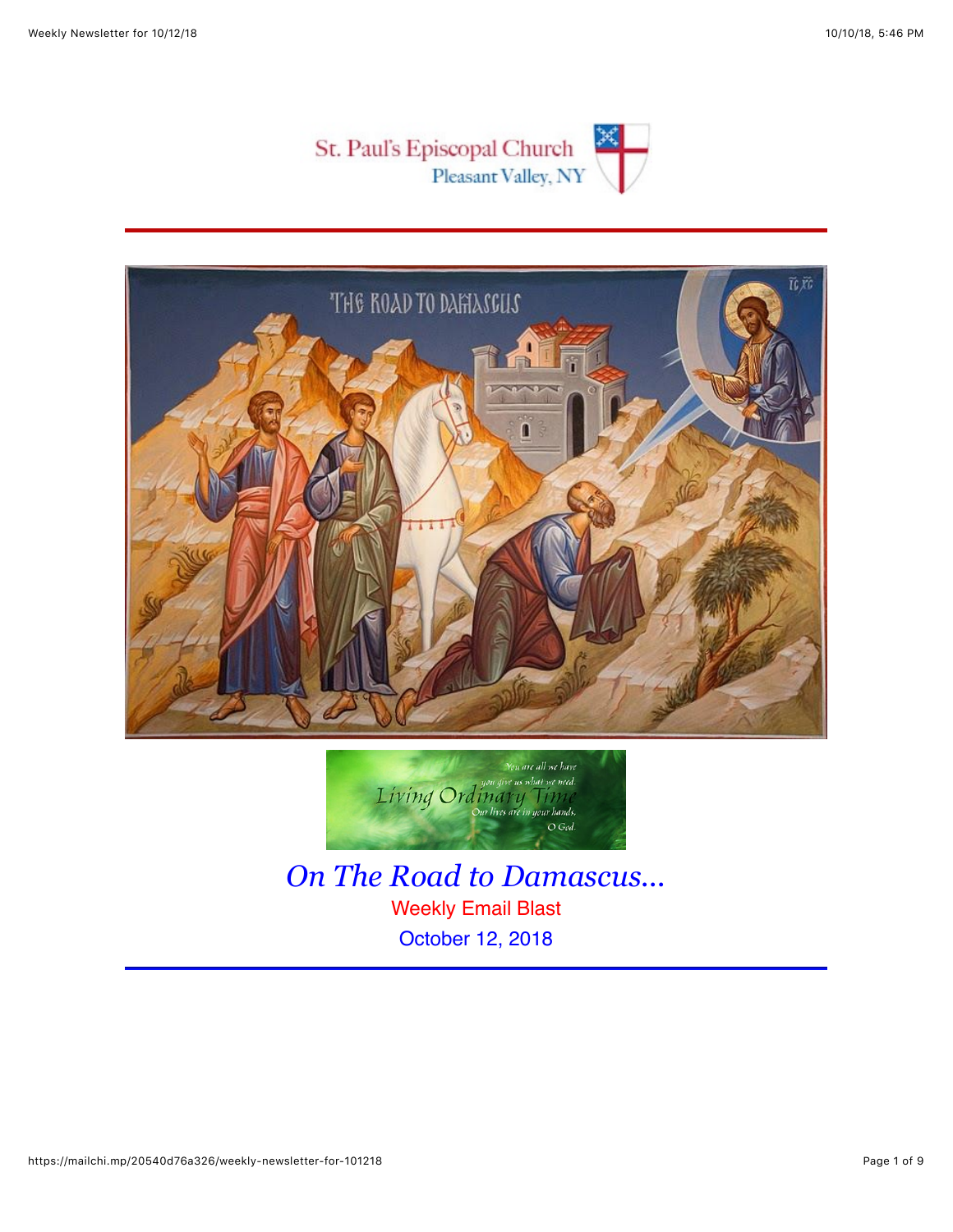St. Paul's Episcopal Church
Pleasant Valley, NY

# *On The Road to Damascus...*

Weekly Email Blast

October 12, 2018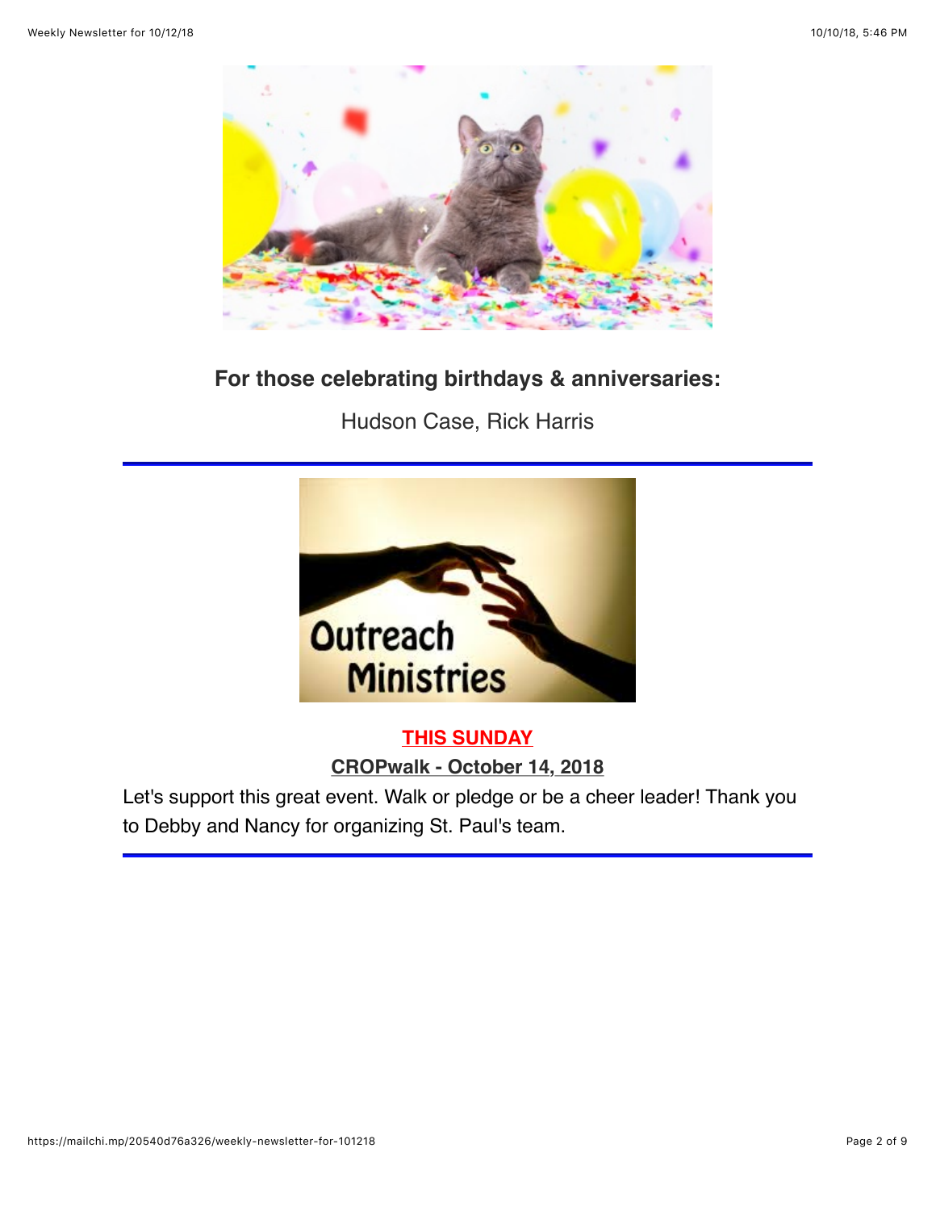**For those celebrating birthdays & anniversaries:**

Hudson Case, Rick Harris

---

**THIS SUNDAY**

**CROPwalk - October 14, 2018**

Let's support this great event. Walk or pledge or be a cheer leader! Thank you to Debby and Nancy for organizing St. Paul's team.

---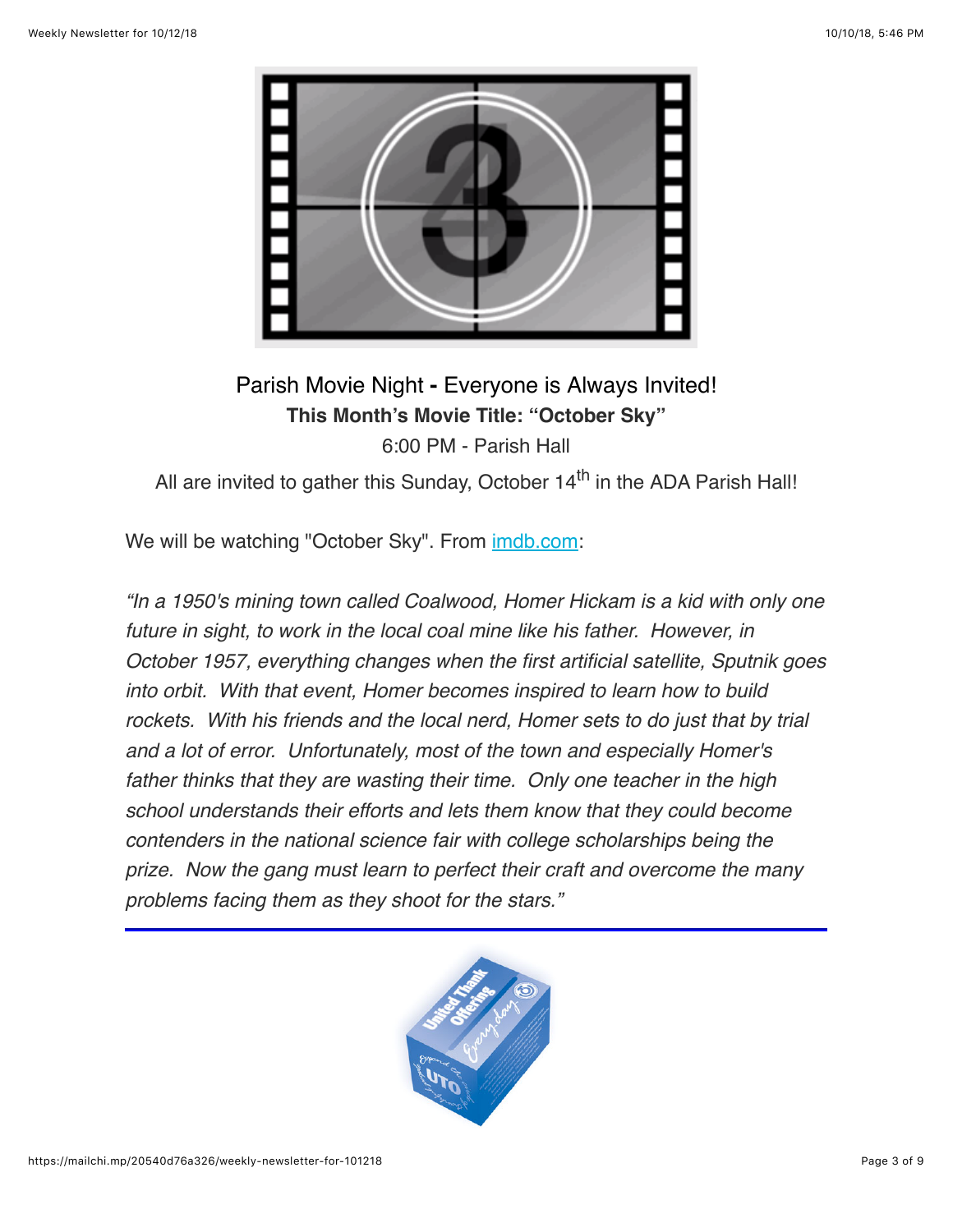Parish Movie Night - Everyone is Always Invited!

**This Month's Movie Title: "October Sky"**

6:00 PM - Parish Hall

All are invited to gather this Sunday, October 14th in the ADA Parish Hall!

We will be watching "October Sky". From [imdb.com](imdb.com):

*"In a 1950's mining town called Coalwood, Homer Hickam is a kid with only one future in sight, to work in the local coal mine like his father. However, in October 1957, everything changes when the first artificial satellite, Sputnik goes into orbit. With that event, Homer becomes inspired to learn how to build rockets. With his friends and the local nerd, Homer sets to do just that by trial and a lot of error. Unfortunately, most of the town and especially Homer's father thinks that they are wasting their time. Only one teacher in the high school understands their efforts and lets them know that they could become contenders in the national science fair with college scholarships being the prize. Now the gang must learn to perfect their craft and overcome the many problems facing them as they shoot for the stars."*

---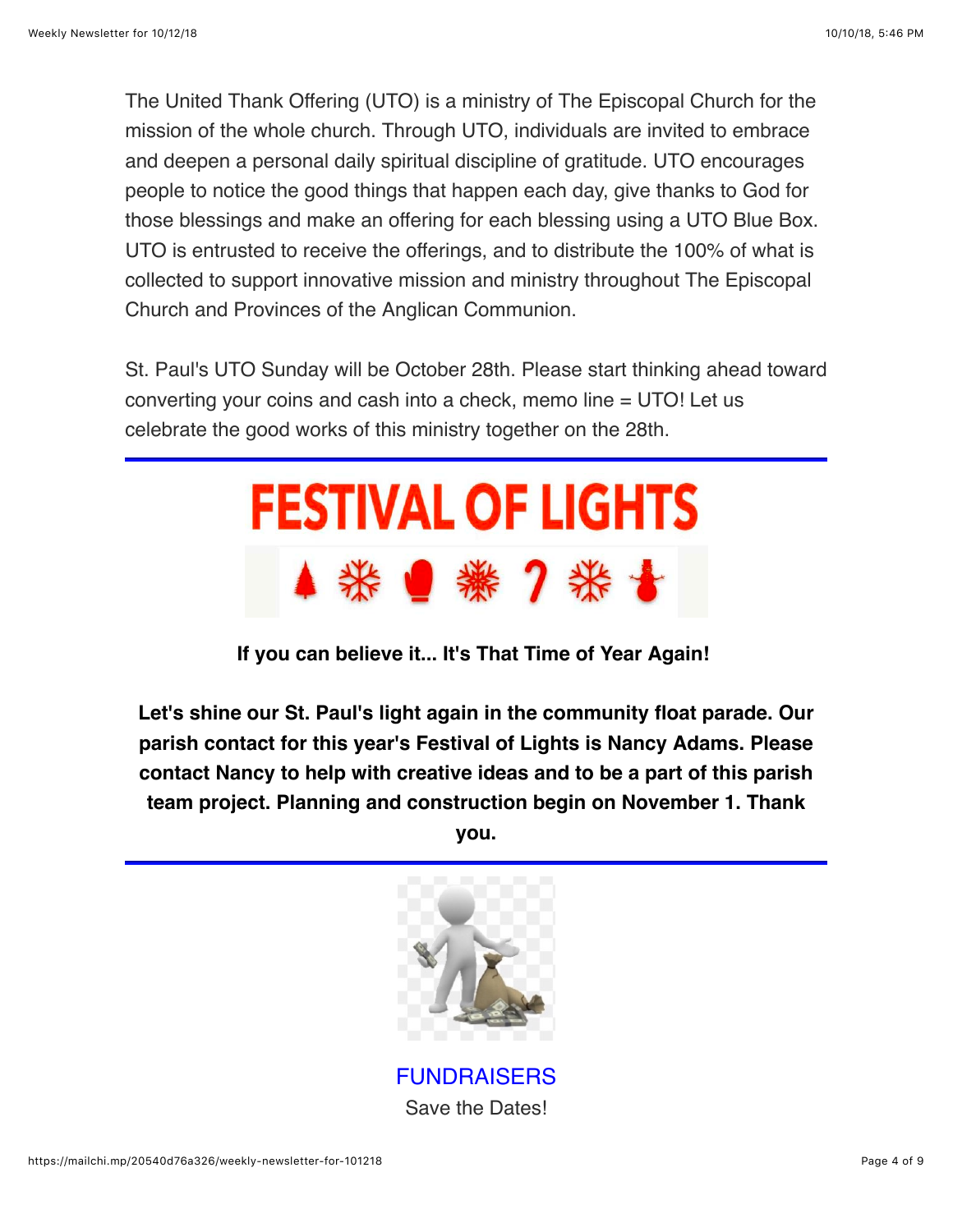The United Thank Offering (UTO) is a ministry of The Episcopal Church for the mission of the whole church. Through UTO, individuals are invited to embrace and deepen a personal daily spiritual discipline of gratitude. UTO encourages people to notice the good things that happen each day, give thanks to God for those blessings and make an offering for each blessing using a UTO Blue Box. UTO is entrusted to receive the offerings, and to distribute the 100% of what is collected to support innovative mission and ministry throughout The Episcopal Church and Provinces of the Anglican Communion.

St. Paul's UTO Sunday will be October 28th. Please start thinking ahead toward converting your coins and cash into a check, memo line = UTO! Let us celebrate the good works of this ministry together on the 28th.

---

# FESTIVAL OF LIGHTS

**If you can believe it... It's That Time of Year Again!**

**Let's shine our St. Paul's light again in the community float parade. Our parish contact for this year's Festival of Lights is Nancy Adams. Please contact Nancy to help with creative ideas and to be a part of this parish team project. Planning and construction begin on November 1. Thank you.**

---

## FUNDRAISERS

Save the Dates!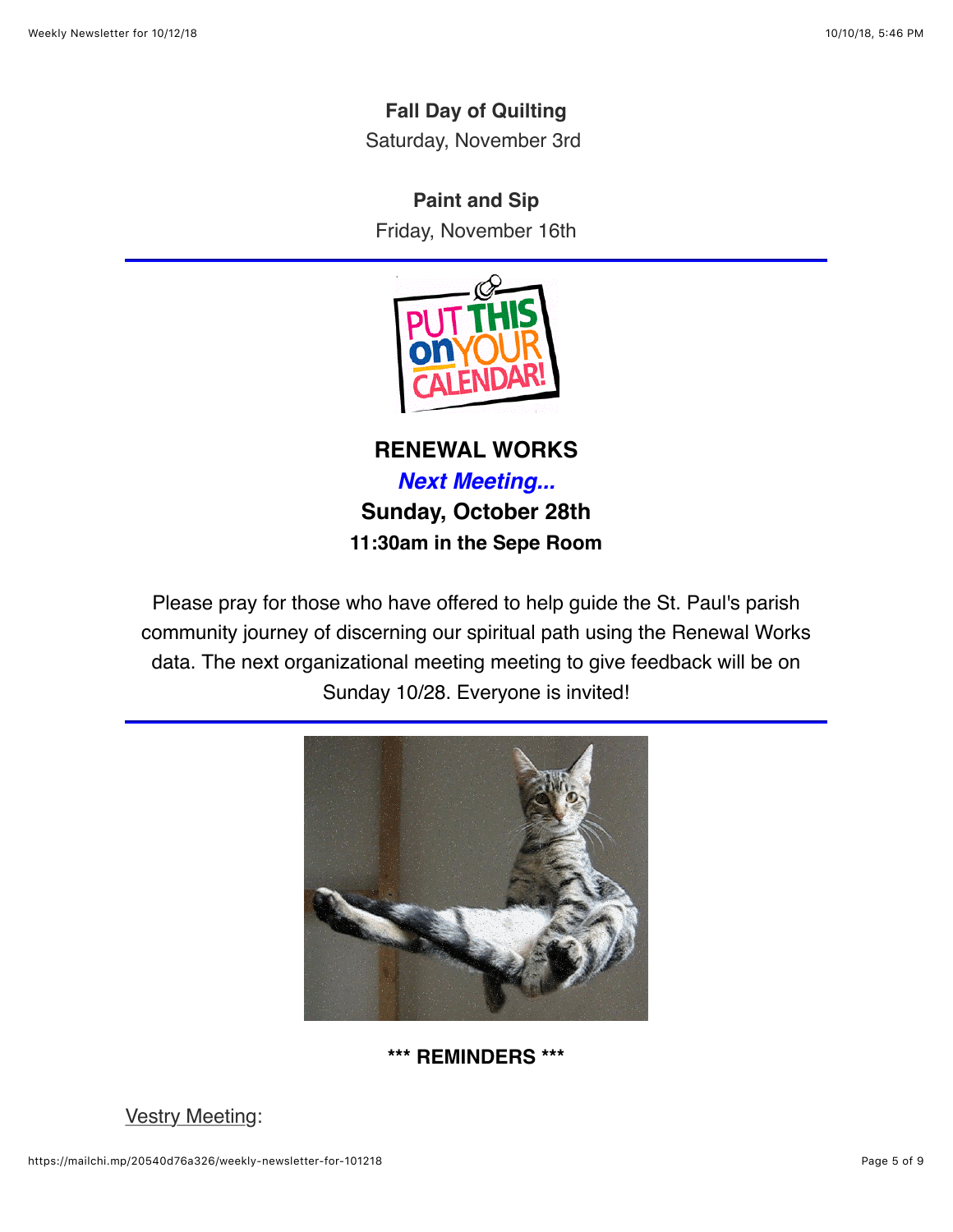**Fall Day of Quilting**

Saturday, November 3rd

**Paint and Sip**

Friday, November 16th

---

**RENEWAL WORKS**

***Next Meeting...***

**Sunday, October 28th**

**11:30am in the Sepe Room**

Please pray for those who have offered to help guide the St. Paul's parish community journey of discerning our spiritual path using the Renewal Works data. The next organizational meeting meeting to give feedback will be on Sunday 10/28. Everyone is invited!

---

**\*\*\* REMINDERS \*\*\***

Vestry Meeting: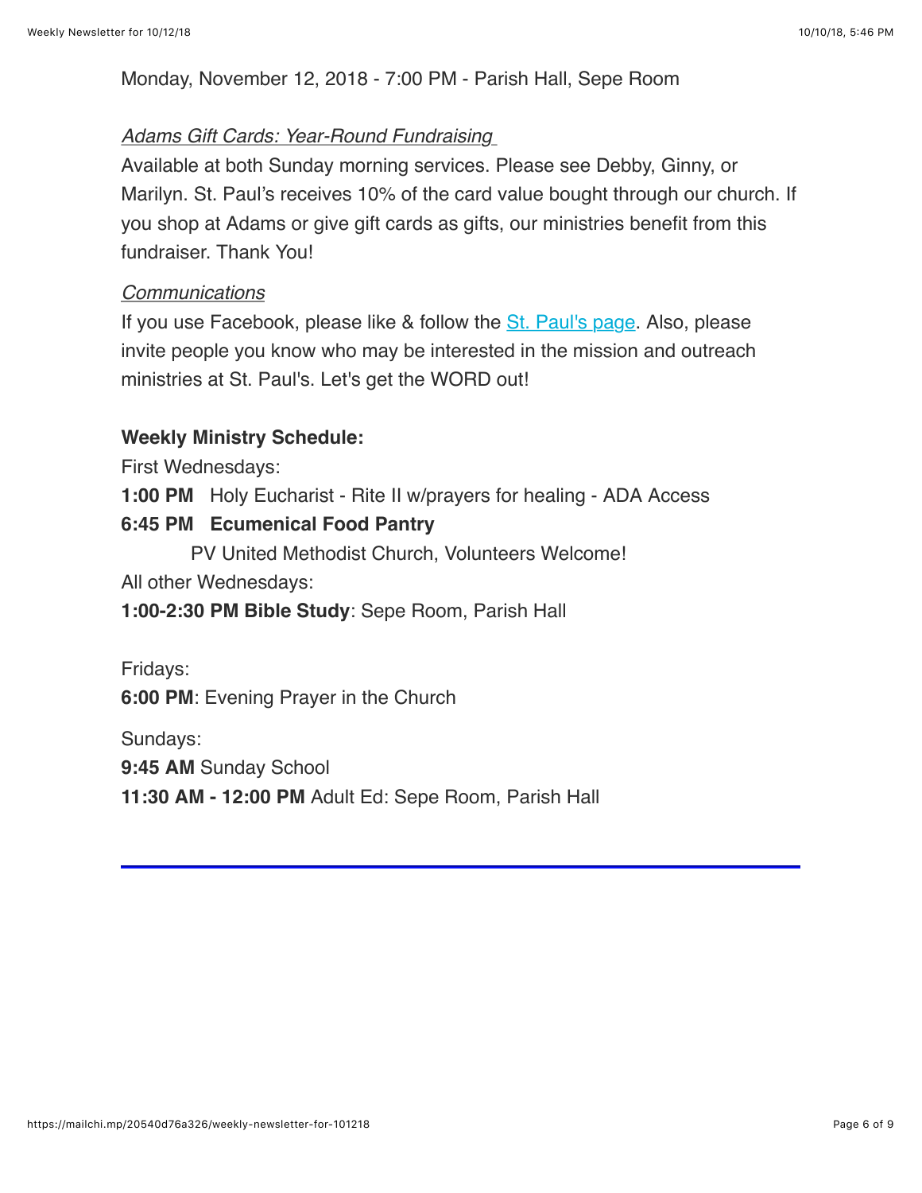Monday, November 12, 2018 - 7:00 PM - Parish Hall, Sepe Room

*Adams Gift Cards: Year-Round Fundraising*

Available at both Sunday morning services. Please see Debby, Ginny, or Marilyn. St. Paul's receives 10% of the card value bought through our church. If you shop at Adams or give gift cards as gifts, our ministries benefit from this fundraiser. Thank You!

*Communications*

If you use Facebook, please like & follow the St. Paul's page. Also, please invite people you know who may be interested in the mission and outreach ministries at St. Paul's. Let's get the WORD out!

**Weekly Ministry Schedule:**

First Wednesdays:

**1:00 PM** Holy Eucharist - Rite II w/prayers for healing - ADA Access

**6:45 PM Ecumenical Food Pantry**

PV United Methodist Church, Volunteers Welcome!

All other Wednesdays:

**1:00-2:30 PM Bible Study**: Sepe Room, Parish Hall

Fridays:

**6:00 PM**: Evening Prayer in the Church

Sundays:

**9:45 AM** Sunday School

**11:30 AM - 12:00 PM** Adult Ed: Sepe Room, Parish Hall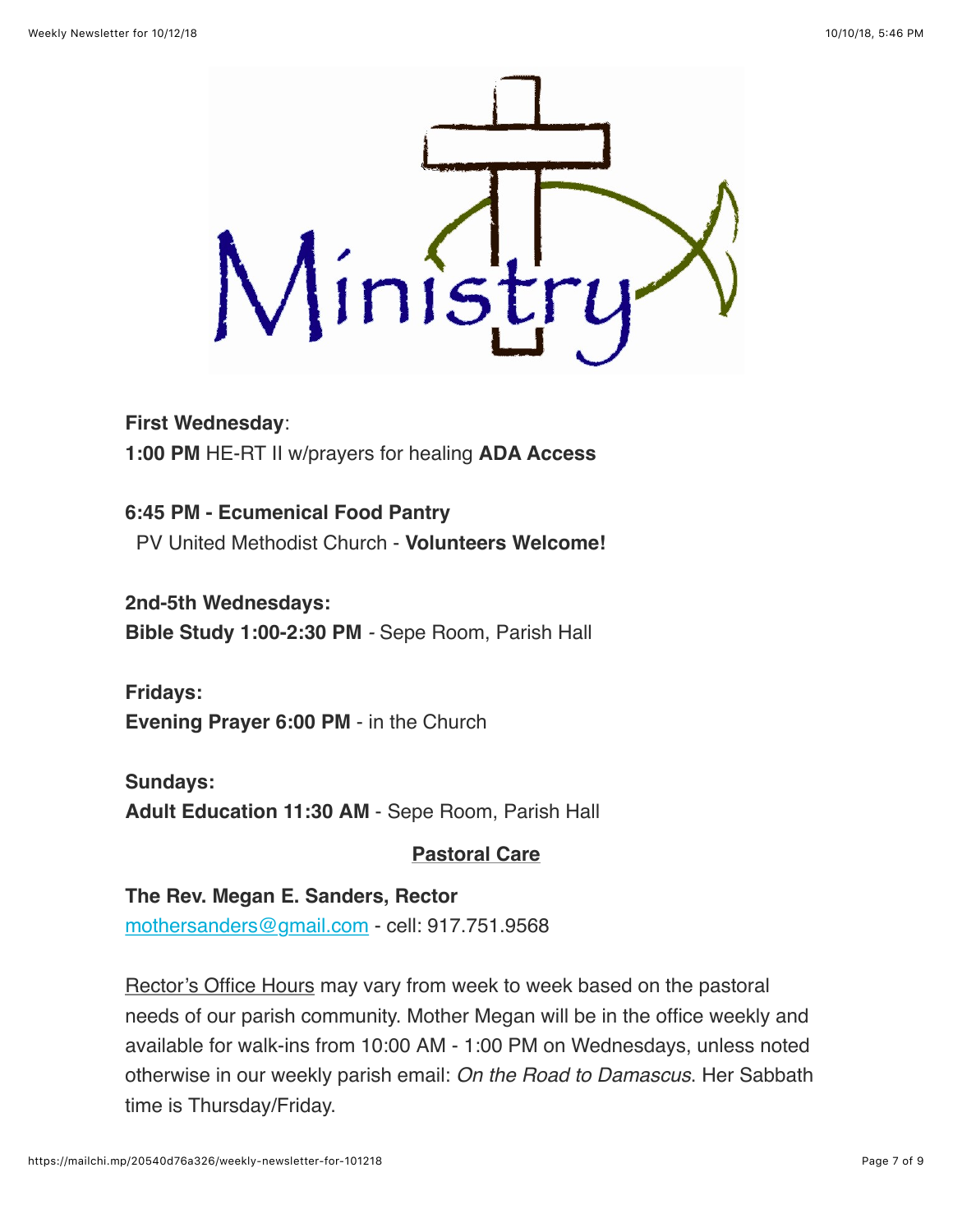Ministry

**First Wednesday**:
**1:00 PM** HE-RT II w/prayers for healing **ADA Access**

**6:45 PM - Ecumenical Food Pantry**
PV United Methodist Church - **Volunteers Welcome!**

**2nd-5th Wednesdays:**
**Bible Study 1:00-2:30 PM** - Sepe Room, Parish Hall

**Fridays:**
**Evening Prayer 6:00 PM** - in the Church

**Sundays:**
**Adult Education 11:30 AM** - Sepe Room, Parish Hall

**Pastoral Care**

**The Rev. Megan E. Sanders, Rector**
mothersanders@gmail.com - cell: 917.751.9568

Rector's Office Hours may vary from week to week based on the pastoral needs of our parish community. Mother Megan will be in the office weekly and available for walk-ins from 10:00 AM - 1:00 PM on Wednesdays, unless noted otherwise in our weekly parish email: *On the Road to Damascus*. Her Sabbath time is Thursday/Friday.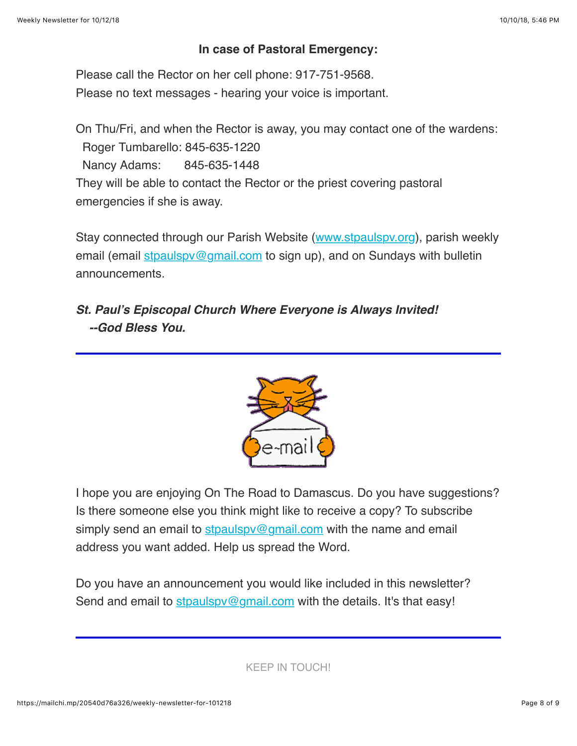**In case of Pastoral Emergency:**

Please call the Rector on her cell phone: 917-751-9568.
Please no text messages - hearing your voice is important.

On Thu/Fri, and when the Rector is away, you may contact one of the wardens:
Roger Tumbarello: 845-635-1220
Nancy Adams: 845-635-1448
They will be able to contact the Rector or the priest covering pastoral emergencies if she is away.

Stay connected through our Parish Website (www.stpaulspv.org), parish weekly email (email stpaulspv@gmail.com to sign up), and on Sundays with bulletin announcements.

***St. Paul's Episcopal Church Where Everyone is Always Invited!***
***--God Bless You.***

---

I hope you are enjoying On The Road to Damascus. Do you have suggestions? Is there someone else you think might like to receive a copy? To subscribe simply send an email to stpaulspv@gmail.com with the name and email address you want added. Help us spread the Word.

Do you have an announcement you would like included in this newsletter? Send and email to stpaulspv@gmail.com with the details. It's that easy!

---

KEEP IN TOUCH!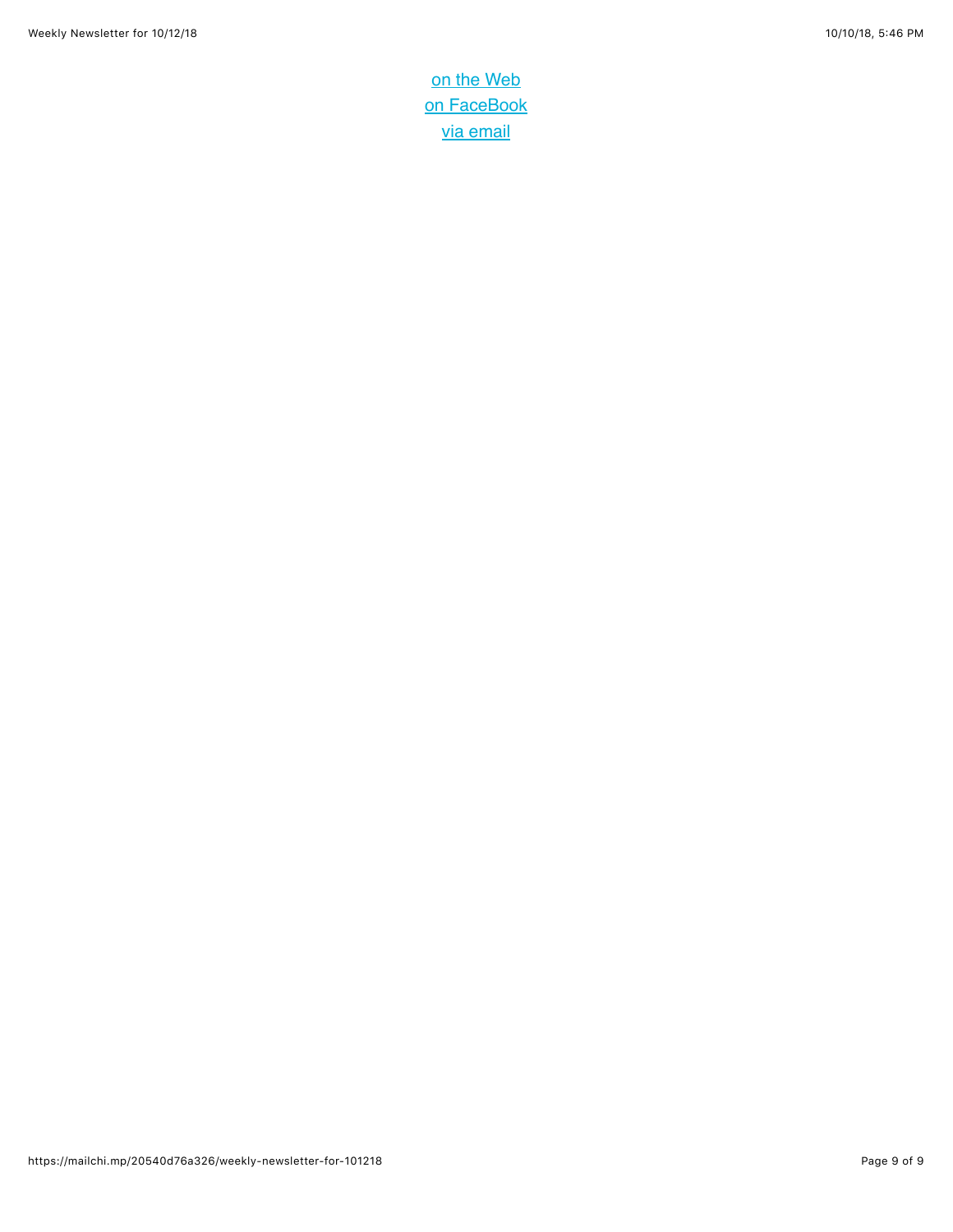on the Web
on FaceBook
via email